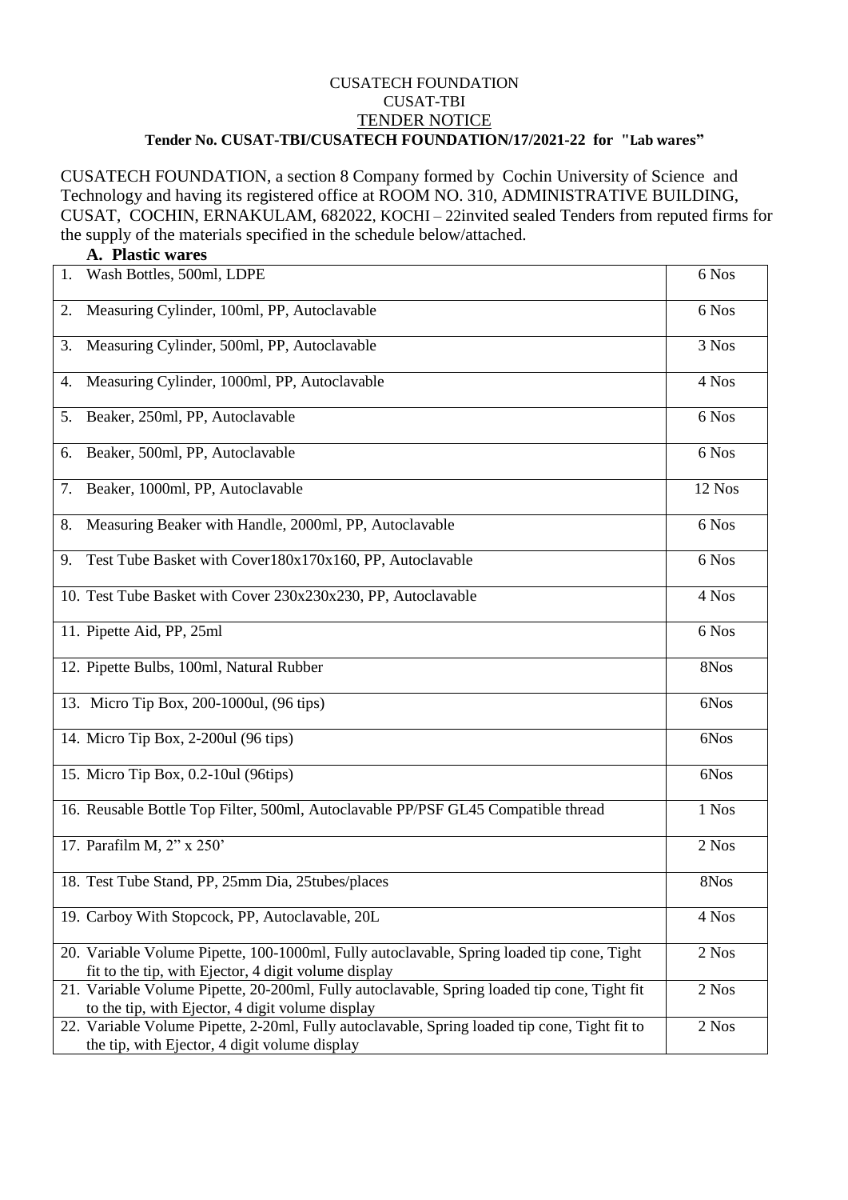CUSATECH FOUNDATION

CUSAT-TBI

TENDER NOTICE

**Tender No. CUSAT-TBI/CUSATECH FOUNDATION/17/2021-22 for "Lab wares"**

CUSATECH FOUNDATION, a section 8 Company formed by Cochin University of Science and Technology and having its registered office at ROOM NO. 310, ADMINISTRATIVE BUILDING, CUSAT, COCHIN, ERNAKULAM, 682022, KOCHI – 22invited sealed Tenders from reputed firms for the supply of the materials specified in the schedule below/attached.

**A. Plastic wares**

| Item | Quantity |
|---|---|
| 1. Wash Bottles, 500ml, LDPE | 6 Nos |
| 2. Measuring Cylinder, 100ml, PP, Autoclavable | 6 Nos |
| 3. Measuring Cylinder, 500ml, PP, Autoclavable | 3 Nos |
| 4. Measuring Cylinder, 1000ml, PP, Autoclavable | 4 Nos |
| 5. Beaker, 250ml, PP, Autoclavable | 6 Nos |
| 6. Beaker, 500ml, PP, Autoclavable | 6 Nos |
| 7. Beaker, 1000ml, PP, Autoclavable | 12 Nos |
| 8. Measuring Beaker with Handle, 2000ml, PP, Autoclavable | 6 Nos |
| 9. Test Tube Basket with Cover180x170x160, PP, Autoclavable | 6 Nos |
| 10. Test Tube Basket with Cover 230x230x230, PP, Autoclavable | 4 Nos |
| 11. Pipette Aid, PP, 25ml | 6 Nos |
| 12. Pipette Bulbs, 100ml, Natural Rubber | 8Nos |
| 13. Micro Tip Box, 200-1000ul, (96 tips) | 6Nos |
| 14. Micro Tip Box, 2-200ul (96 tips) | 6Nos |
| 15. Micro Tip Box, 0.2-10ul (96tips) | 6Nos |
| 16. Reusable Bottle Top Filter, 500ml, Autoclavable PP/PSF GL45 Compatible thread | 1 Nos |
| 17. Parafilm M, 2" x 250' | 2 Nos |
| 18. Test Tube Stand, PP, 25mm Dia, 25tubes/places | 8Nos |
| 19. Carboy With Stopcock, PP, Autoclavable, 20L | 4 Nos |
| 20. Variable Volume Pipette, 100-1000ml, Fully autoclavable, Spring loaded tip cone, Tight fit to the tip, with Ejector, 4 digit volume display | 2 Nos |
| 21. Variable Volume Pipette, 20-200ml, Fully autoclavable, Spring loaded tip cone, Tight fit to the tip, with Ejector, 4 digit volume display | 2 Nos |
| 22. Variable Volume Pipette, 2-20ml, Fully autoclavable, Spring loaded tip cone, Tight fit to the tip, with Ejector, 4 digit volume display | 2 Nos |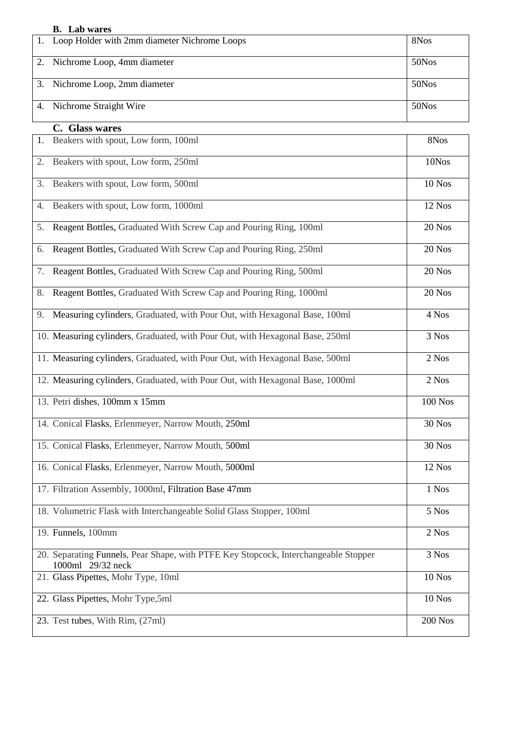### B. Lab wares

| | |
|---|---|
| 1. Loop Holder with 2mm diameter Nichrome Loops | 8Nos |
| 2. Nichrome Loop, 4mm diameter | 50Nos |
| 3. Nichrome Loop, 2mm diameter | 50Nos |
| 4. Nichrome Straight Wire | 50Nos |

### C. Glass wares

| | |
|---|---|
| 1. Beakers with spout, Low form, 100ml | 8Nos |
| 2. Beakers with spout, Low form, 250ml | 10Nos |
| 3. Beakers with spout, Low form, 500ml | 10 Nos |
| 4. Beakers with spout, Low form, 1000ml | 12 Nos |
| 5. Reagent Bottles, Graduated With Screw Cap and Pouring Ring, 100ml | 20 Nos |
| 6. Reagent Bottles, Graduated With Screw Cap and Pouring Ring, 250ml | 20 Nos |
| 7. Reagent Bottles, Graduated With Screw Cap and Pouring Ring, 500ml | 20 Nos |
| 8. Reagent Bottles, Graduated With Screw Cap and Pouring Ring, 1000ml | 20 Nos |
| 9. Measuring cylinders, Graduated, with Pour Out, with Hexagonal Base, 100ml | 4 Nos |
| 10. Measuring cylinders, Graduated, with Pour Out, with Hexagonal Base, 250ml | 3 Nos |
| 11. Measuring cylinders, Graduated, with Pour Out, with Hexagonal Base, 500ml | 2 Nos |
| 12. Measuring cylinders, Graduated, with Pour Out, with Hexagonal Base, 1000ml | 2 Nos |
| 13. Petri dishes, 100mm x 15mm | 100 Nos |
| 14. Conical Flasks, Erlenmeyer, Narrow Mouth, 250ml | 30 Nos |
| 15. Conical Flasks, Erlenmeyer, Narrow Mouth, 500ml | 30 Nos |
| 16. Conical Flasks, Erlenmeyer, Narrow Mouth, 5000ml | 12 Nos |
| 17. Filtration Assembly, 1000ml, Filtration Base 47mm | 1 Nos |
| 18. Volumetric Flask with Interchangeable Solid Glass Stopper, 100ml | 5 Nos |
| 19. Funnels, 100mm | 2 Nos |
| 20. Separating Funnels, Pear Shape, with PTFE Key Stopcock, Interchangeable Stopper 1000ml 29/32 neck | 3 Nos |
| 21. Glass Pipettes, Mohr Type, 10ml | 10 Nos |
| 22. Glass Pipettes, Mohr Type,5ml | 10 Nos |
| 23. Test tubes, With Rim, (27ml) | 200 Nos |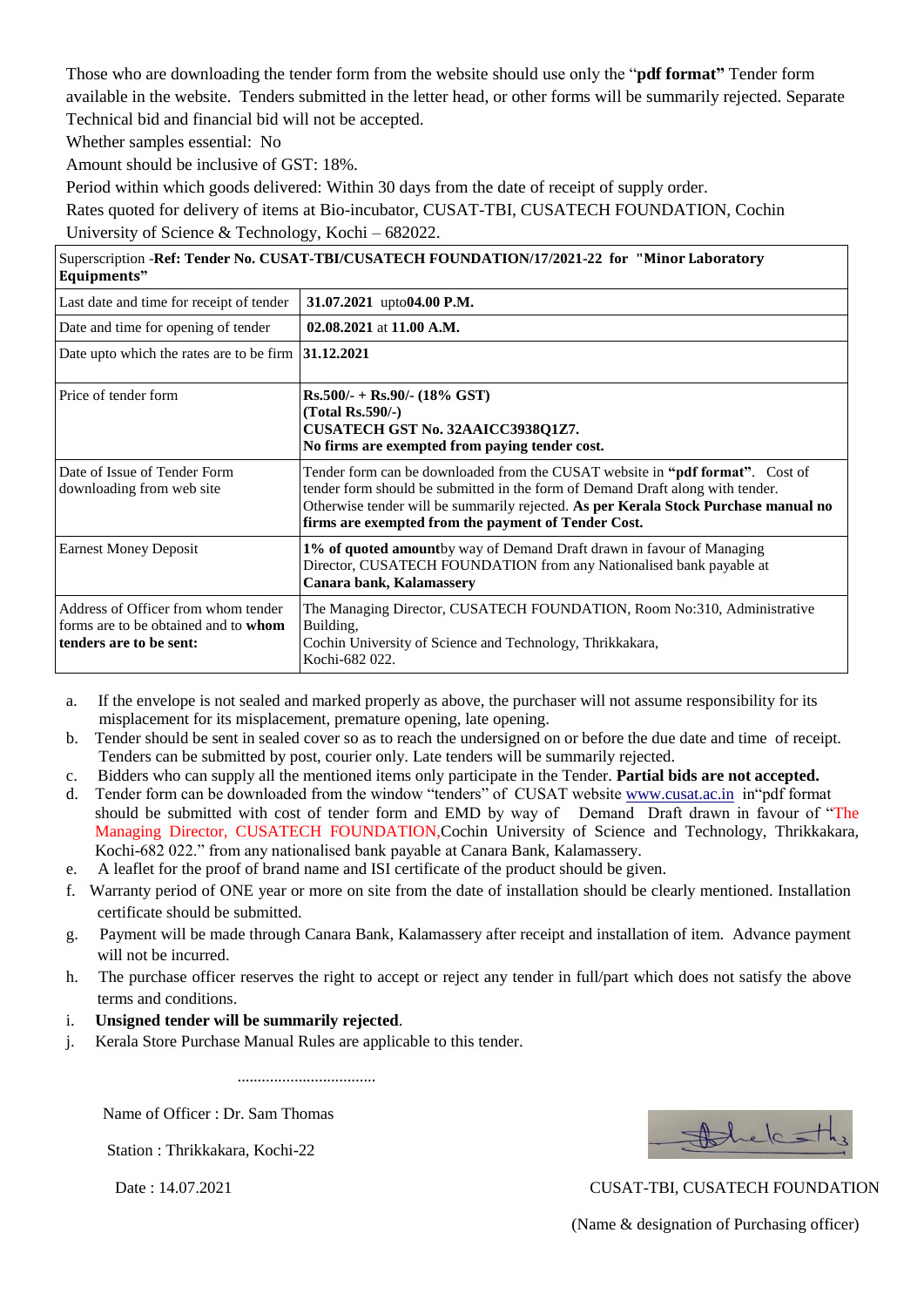Those who are downloading the tender form from the website should use only the "**pdf format"** Tender form available in the website. Tenders submitted in the letter head, or other forms will be summarily rejected. Separate Technical bid and financial bid will not be accepted.

Whether samples essential: No

Amount should be inclusive of GST: 18%.

Period within which goods delivered: Within 30 days from the date of receipt of supply order.

Rates quoted for delivery of items at Bio-incubator, CUSAT-TBI, CUSATECH FOUNDATION, Cochin University of Science & Technology, Kochi – 682022.

| Superscription -**Ref: Tender No. CUSAT-TBI/CUSATECH FOUNDATION/17/2021-22 for "Minor Laboratory Equipments"** | |
|---|---|
| Last date and time for receipt of tender | **31.07.2021** upto**04.00 P.M.** |
| Date and time for opening of tender | **02.08.2021** at **11.00 A.M.** |
| Date upto which the rates are to be firm | **31.12.2021** |
| Price of tender form | **Rs.500/- + Rs.90/- (18% GST)**<br>**(Total Rs.590/-)**<br>**CUSATECH GST No. 32AAICC3938Q1Z7.**<br>**No firms are exempted from paying tender cost.** |
| Date of Issue of Tender Form downloading from web site | Tender form can be downloaded from the CUSAT website in **"pdf format"**. Cost of tender form should be submitted in the form of Demand Draft along with tender. Otherwise tender will be summarily rejected. **As per Kerala Stock Purchase manual no firms are exempted from the payment of Tender Cost.** |
| Earnest Money Deposit | **1% of quoted amount**by way of Demand Draft drawn in favour of Managing Director, CUSATECH FOUNDATION from any Nationalised bank payable at **Canara bank, Kalamassery** |
| Address of Officer from whom tender forms are to be obtained and to **whom tenders are to be sent:** | The Managing Director, CUSATECH FOUNDATION, Room No:310, Administrative Building,<br>Cochin University of Science and Technology, Thrikkakara,<br>Kochi-682 022. |

a. If the envelope is not sealed and marked properly as above, the purchaser will not assume responsibility for its misplacement for its misplacement, premature opening, late opening.

b. Tender should be sent in sealed cover so as to reach the undersigned on or before the due date and time of receipt. Tenders can be submitted by post, courier only. Late tenders will be summarily rejected.

c. Bidders who can supply all the mentioned items only participate in the Tender. **Partial bids are not accepted.**

d. Tender form can be downloaded from the window "tenders" of CUSAT website www.cusat.ac.in in"pdf format should be submitted with cost of tender form and EMD by way of Demand Draft drawn in favour of "The Managing Director, CUSATECH FOUNDATION,Cochin University of Science and Technology, Thrikkakara, Kochi-682 022." from any nationalised bank payable at Canara Bank, Kalamassery.

e. A leaflet for the proof of brand name and ISI certificate of the product should be given.

f. Warranty period of ONE year or more on site from the date of installation should be clearly mentioned. Installation certificate should be submitted.

g. Payment will be made through Canara Bank, Kalamassery after receipt and installation of item. Advance payment will not be incurred.

h. The purchase officer reserves the right to accept or reject any tender in full/part which does not satisfy the above terms and conditions.

i. **Unsigned tender will be summarily rejected**.

j. Kerala Store Purchase Manual Rules are applicable to this tender.

.................................

Name of Officer : Dr. Sam Thomas

Station : Thrikkakara, Kochi-22

Date : 14.07.2021

CUSAT-TBI, CUSATECH FOUNDATION

(Name & designation of Purchasing officer)